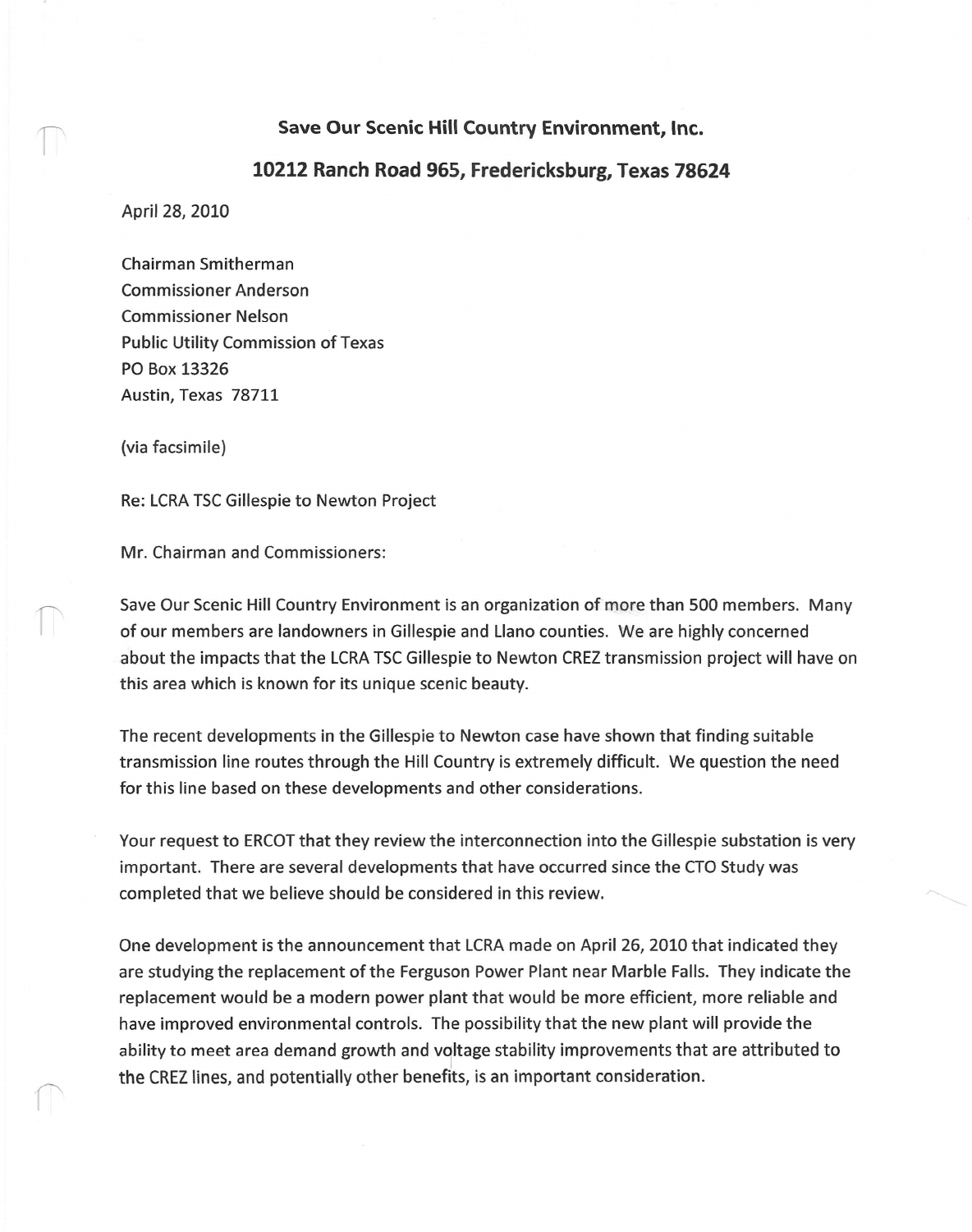**Save Our Scenic Hill Country Environment, Inc.**

**10212 Ranch Road 965, Fredericksburg, Texas 78624**

April 28, 2010

Chairman Smitherman
Commissioner Anderson
Commissioner Nelson
Public Utility Commission of Texas
PO Box 13326
Austin, Texas 78711

(via facsimile)

Re: LCRA TSC Gillespie to Newton Project

Mr. Chairman and Commissioners:

Save Our Scenic Hill Country Environment is an organization of more than 500 members. Many of our members are landowners in Gillespie and Llano counties. We are highly concerned about the impacts that the LCRA TSC Gillespie to Newton CREZ transmission project will have on this area which is known for its unique scenic beauty.

The recent developments in the Gillespie to Newton case have shown that finding suitable transmission line routes through the Hill Country is extremely difficult. We question the need for this line based on these developments and other considerations.

Your request to ERCOT that they review the interconnection into the Gillespie substation is very important. There are several developments that have occurred since the CTO Study was completed that we believe should be considered in this review.

One development is the announcement that LCRA made on April 26, 2010 that indicated they are studying the replacement of the Ferguson Power Plant near Marble Falls. They indicate the replacement would be a modern power plant that would be more efficient, more reliable and have improved environmental controls. The possibility that the new plant will provide the ability to meet area demand growth and voltage stability improvements that are attributed to the CREZ lines, and potentially other benefits, is an important consideration.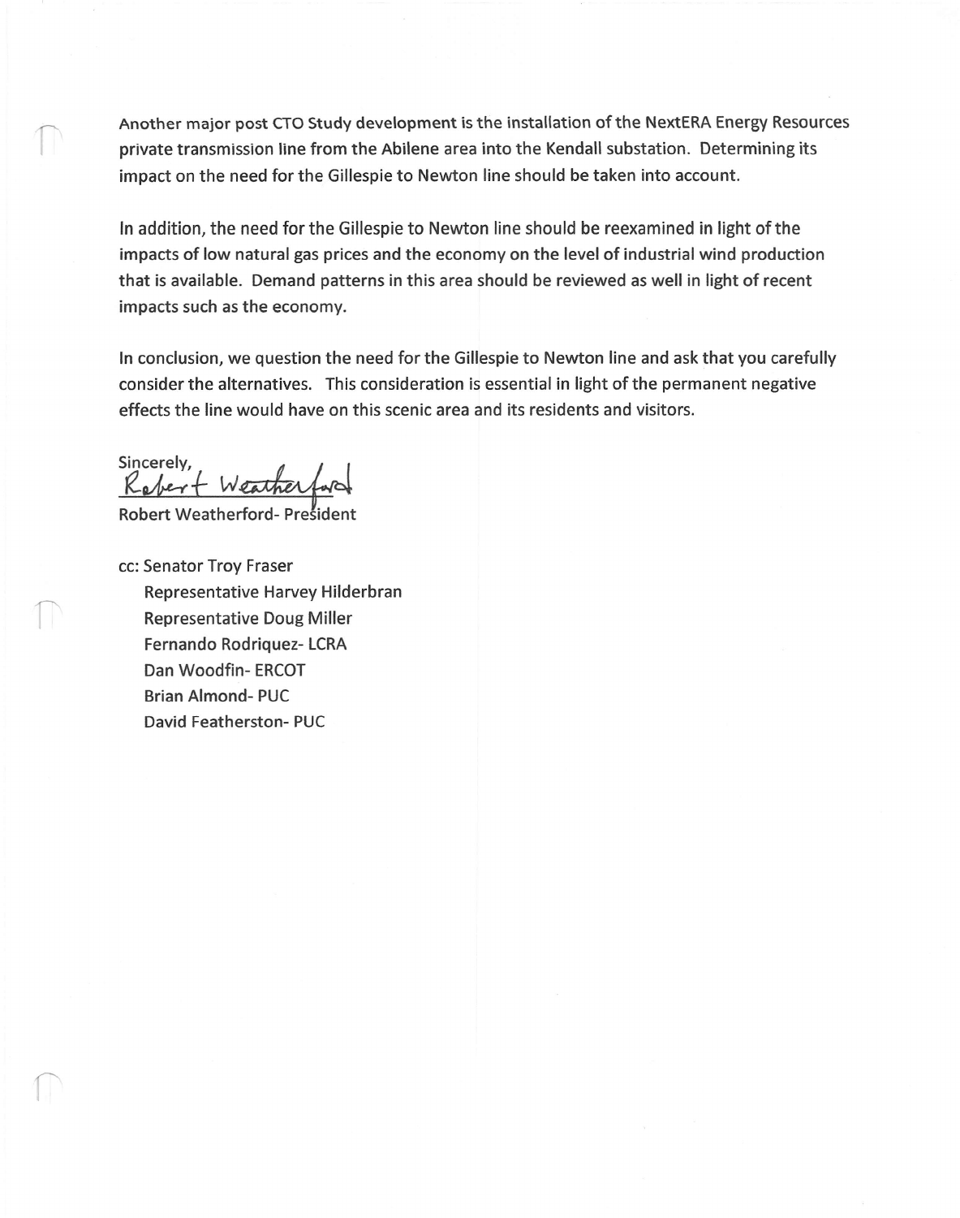Another major post CTO Study development is the installation of the NextERA Energy Resources private transmission line from the Abilene area into the Kendall substation. Determining its impact on the need for the Gillespie to Newton line should be taken into account.

In addition, the need for the Gillespie to Newton line should be reexamined in light of the impacts of low natural gas prices and the economy on the level of industrial wind production that is available. Demand patterns in this area should be reviewed as well in light of recent impacts such as the economy.

In conclusion, we question the need for the Gillespie to Newton line and ask that you carefully consider the alternatives. This consideration is essential in light of the permanent negative effects the line would have on this scenic area and its residents and visitors.

Sincerely,

Robert Weatherford

Robert Weatherford- President

cc: Senator Troy Fraser
Representative Harvey Hilderbran
Representative Doug Miller
Fernando Rodriquez- LCRA
Dan Woodfin- ERCOT
Brian Almond- PUC
David Featherston- PUC